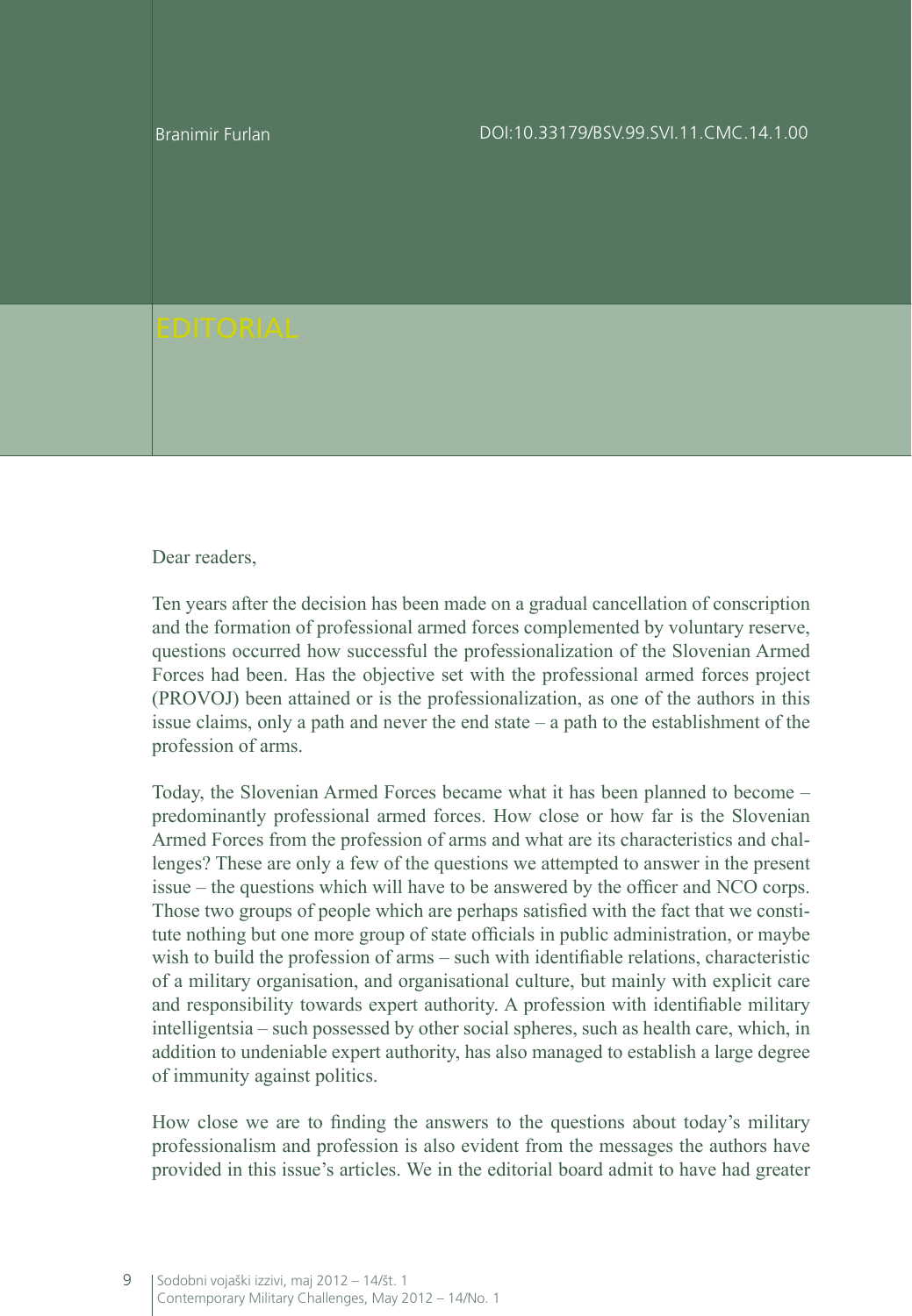Branimir Furlan

DOI:10.33179/BSV.99.SVI.11.CMC.14.1.00

# EDITORIAL

Dear readers,

Ten years after the decision has been made on a gradual cancellation of conscription and the formation of professional armed forces complemented by voluntary reserve, questions occurred how successful the professionalization of the Slovenian Armed Forces had been. Has the objective set with the professional armed forces project (PROVOJ) been attained or is the professionalization, as one of the authors in this issue claims, only a path and never the end state – a path to the establishment of the profession of arms.

Today, the Slovenian Armed Forces became what it has been planned to become – predominantly professional armed forces. How close or how far is the Slovenian Armed Forces from the profession of arms and what are its characteristics and challenges? These are only a few of the questions we attempted to answer in the present issue – the questions which will have to be answered by the officer and NCO corps. Those two groups of people which are perhaps satisfied with the fact that we constitute nothing but one more group of state officials in public administration, or maybe wish to build the profession of arms – such with identifiable relations, characteristic of a military organisation, and organisational culture, but mainly with explicit care and responsibility towards expert authority. A profession with identifiable military intelligentsia – such possessed by other social spheres, such as health care, which, in addition to undeniable expert authority, has also managed to establish a large degree of immunity against politics.

How close we are to finding the answers to the questions about today's military professionalism and profession is also evident from the messages the authors have provided in this issue's articles. We in the editorial board admit to have had greater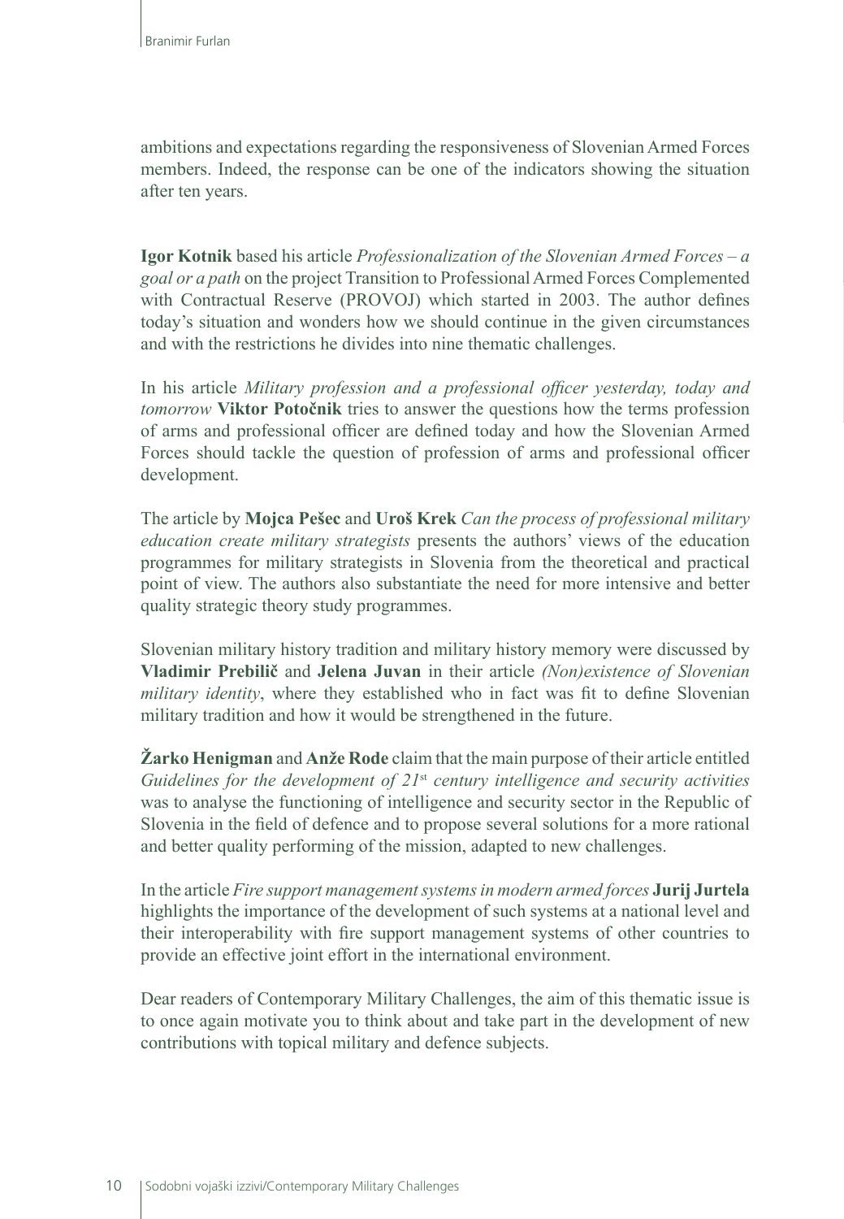ambitions and expectations regarding the responsiveness of Slovenian Armed Forces members. Indeed, the response can be one of the indicators showing the situation after ten years.

**Igor Kotnik** based his article *Professionalization of the Slovenian Armed Forces – a goal or a path* on the project Transition to Professional Armed Forces Complemented with Contractual Reserve (PROVOJ) which started in 2003. The author defines today's situation and wonders how we should continue in the given circumstances and with the restrictions he divides into nine thematic challenges.

In his article *Military profession and a professional officer yesterday, today and tomorrow* **Viktor Potočnik** tries to answer the questions how the terms profession of arms and professional officer are defined today and how the Slovenian Armed Forces should tackle the question of profession of arms and professional officer development.

The article by **Mojca Pešec** and **Uroš Krek** *Can the process of professional military education create military strategists* presents the authors' views of the education programmes for military strategists in Slovenia from the theoretical and practical point of view. The authors also substantiate the need for more intensive and better quality strategic theory study programmes.

Slovenian military history tradition and military history memory were discussed by **Vladimir Prebilič** and **Jelena Juvan** in their article *(Non)existence of Slovenian military identity*, where they established who in fact was fit to define Slovenian military tradition and how it would be strengthened in the future.

**Žarko Henigman** and **Anže Rode** claim that the main purpose of their article entitled *Guidelines for the development of 21st century intelligence and security activities* was to analyse the functioning of intelligence and security sector in the Republic of Slovenia in the field of defence and to propose several solutions for a more rational and better quality performing of the mission, adapted to new challenges.

In the article *Fire support management systems in modern armed forces* **Jurij Jurtela** highlights the importance of the development of such systems at a national level and their interoperability with fire support management systems of other countries to provide an effective joint effort in the international environment.

Dear readers of Contemporary Military Challenges, the aim of this thematic issue is to once again motivate you to think about and take part in the development of new contributions with topical military and defence subjects.